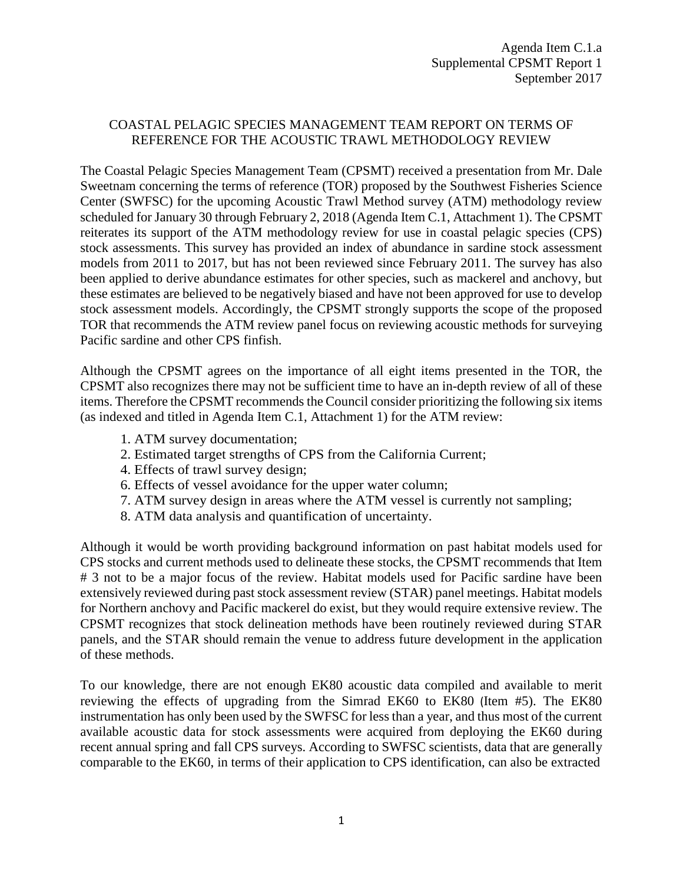Agenda Item C.1.a
Supplemental CPSMT Report 1
September 2017

# COASTAL PELAGIC SPECIES MANAGEMENT TEAM REPORT ON TERMS OF REFERENCE FOR THE ACOUSTIC TRAWL METHODOLOGY REVIEW

The Coastal Pelagic Species Management Team (CPSMT) received a presentation from Mr. Dale Sweetnam concerning the terms of reference (TOR) proposed by the Southwest Fisheries Science Center (SWFSC) for the upcoming Acoustic Trawl Method survey (ATM) methodology review scheduled for January 30 through February 2, 2018 (Agenda Item C.1, Attachment 1). The CPSMT reiterates its support of the ATM methodology review for use in coastal pelagic species (CPS) stock assessments. This survey has provided an index of abundance in sardine stock assessment models from 2011 to 2017, but has not been reviewed since February 2011. The survey has also been applied to derive abundance estimates for other species, such as mackerel and anchovy, but these estimates are believed to be negatively biased and have not been approved for use to develop stock assessment models. Accordingly, the CPSMT strongly supports the scope of the proposed TOR that recommends the ATM review panel focus on reviewing acoustic methods for surveying Pacific sardine and other CPS finfish.

Although the CPSMT agrees on the importance of all eight items presented in the TOR, the CPSMT also recognizes there may not be sufficient time to have an in-depth review of all of these items. Therefore the CPSMT recommends the Council consider prioritizing the following six items (as indexed and titled in Agenda Item C.1, Attachment 1) for the ATM review:

1. ATM survey documentation;
2. Estimated target strengths of CPS from the California Current;
4. Effects of trawl survey design;
6. Effects of vessel avoidance for the upper water column;
7. ATM survey design in areas where the ATM vessel is currently not sampling;
8. ATM data analysis and quantification of uncertainty.

Although it would be worth providing background information on past habitat models used for CPS stocks and current methods used to delineate these stocks, the CPSMT recommends that Item # 3 not to be a major focus of the review. Habitat models used for Pacific sardine have been extensively reviewed during past stock assessment review (STAR) panel meetings. Habitat models for Northern anchovy and Pacific mackerel do exist, but they would require extensive review. The CPSMT recognizes that stock delineation methods have been routinely reviewed during STAR panels, and the STAR should remain the venue to address future development in the application of these methods.

To our knowledge, there are not enough EK80 acoustic data compiled and available to merit reviewing the effects of upgrading from the Simrad EK60 to EK80 (Item #5). The EK80 instrumentation has only been used by the SWFSC for less than a year, and thus most of the current available acoustic data for stock assessments were acquired from deploying the EK60 during recent annual spring and fall CPS surveys. According to SWFSC scientists, data that are generally comparable to the EK60, in terms of their application to CPS identification, can also be extracted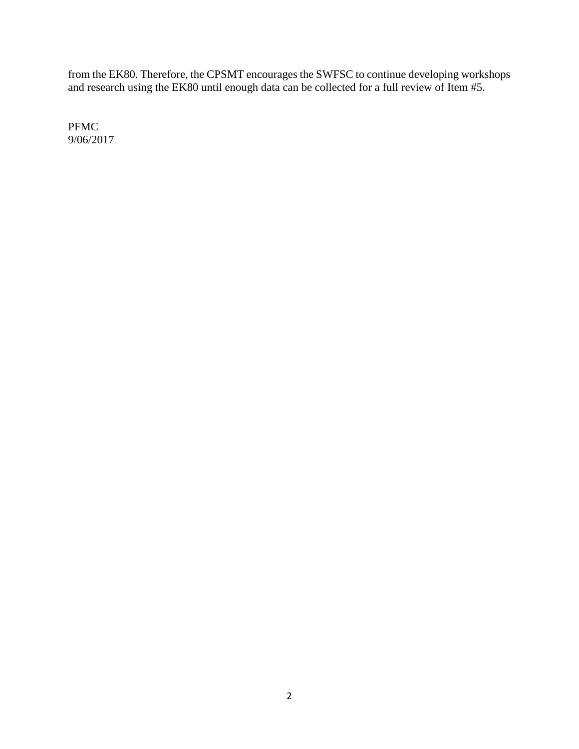from the EK80. Therefore, the CPSMT encourages the SWFSC to continue developing workshops and research using the EK80 until enough data can be collected for a full review of Item #5.

PFMC
9/06/2017